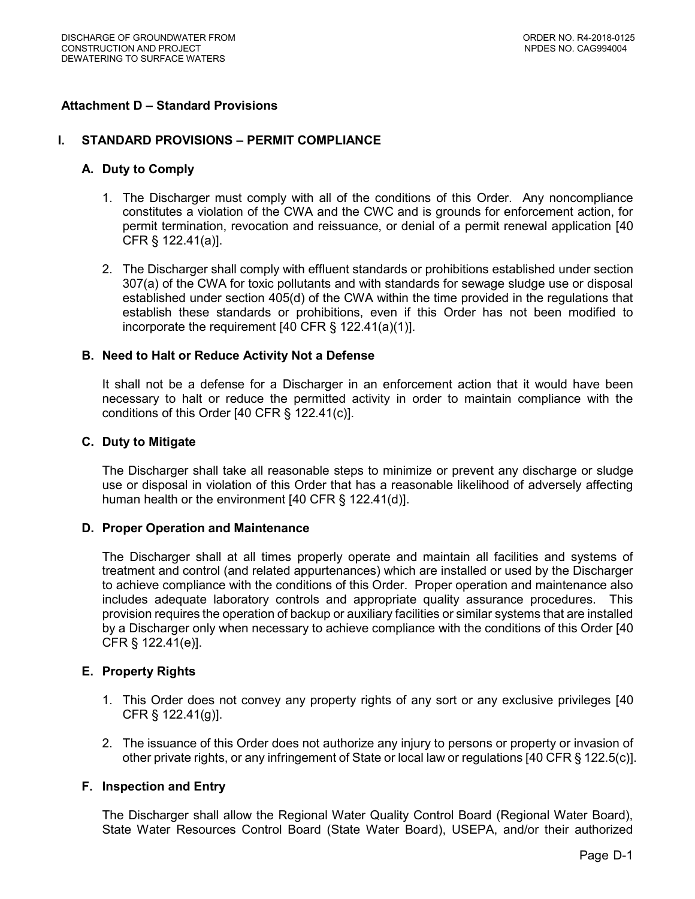## Attachment D – Standard Provisions

### I. STANDARD PROVISIONS – PERMIT COMPLIANCE

#### A. Duty to Comply

1. The Discharger must comply with all of the conditions of this Order. Any noncompliance constitutes a violation of the CWA and the CWC and is grounds for enforcement action, for permit termination, revocation and reissuance, or denial of a permit renewal application [40 CFR § 122.41(a)].

2. The Discharger shall comply with effluent standards or prohibitions established under section 307(a) of the CWA for toxic pollutants and with standards for sewage sludge use or disposal established under section 405(d) of the CWA within the time provided in the regulations that establish these standards or prohibitions, even if this Order has not been modified to incorporate the requirement [40 CFR § 122.41(a)(1)].

#### B. Need to Halt or Reduce Activity Not a Defense

It shall not be a defense for a Discharger in an enforcement action that it would have been necessary to halt or reduce the permitted activity in order to maintain compliance with the conditions of this Order [40 CFR § 122.41(c)].

#### C. Duty to Mitigate

The Discharger shall take all reasonable steps to minimize or prevent any discharge or sludge use or disposal in violation of this Order that has a reasonable likelihood of adversely affecting human health or the environment [40 CFR § 122.41(d)].

#### D. Proper Operation and Maintenance

The Discharger shall at all times properly operate and maintain all facilities and systems of treatment and control (and related appurtenances) which are installed or used by the Discharger to achieve compliance with the conditions of this Order. Proper operation and maintenance also includes adequate laboratory controls and appropriate quality assurance procedures. This provision requires the operation of backup or auxiliary facilities or similar systems that are installed by a Discharger only when necessary to achieve compliance with the conditions of this Order [40 CFR § 122.41(e)].

#### E. Property Rights

1. This Order does not convey any property rights of any sort or any exclusive privileges [40 CFR § 122.41(g)].

2. The issuance of this Order does not authorize any injury to persons or property or invasion of other private rights, or any infringement of State or local law or regulations [40 CFR § 122.5(c)].

#### F. Inspection and Entry

The Discharger shall allow the Regional Water Quality Control Board (Regional Water Board), State Water Resources Control Board (State Water Board), USEPA, and/or their authorized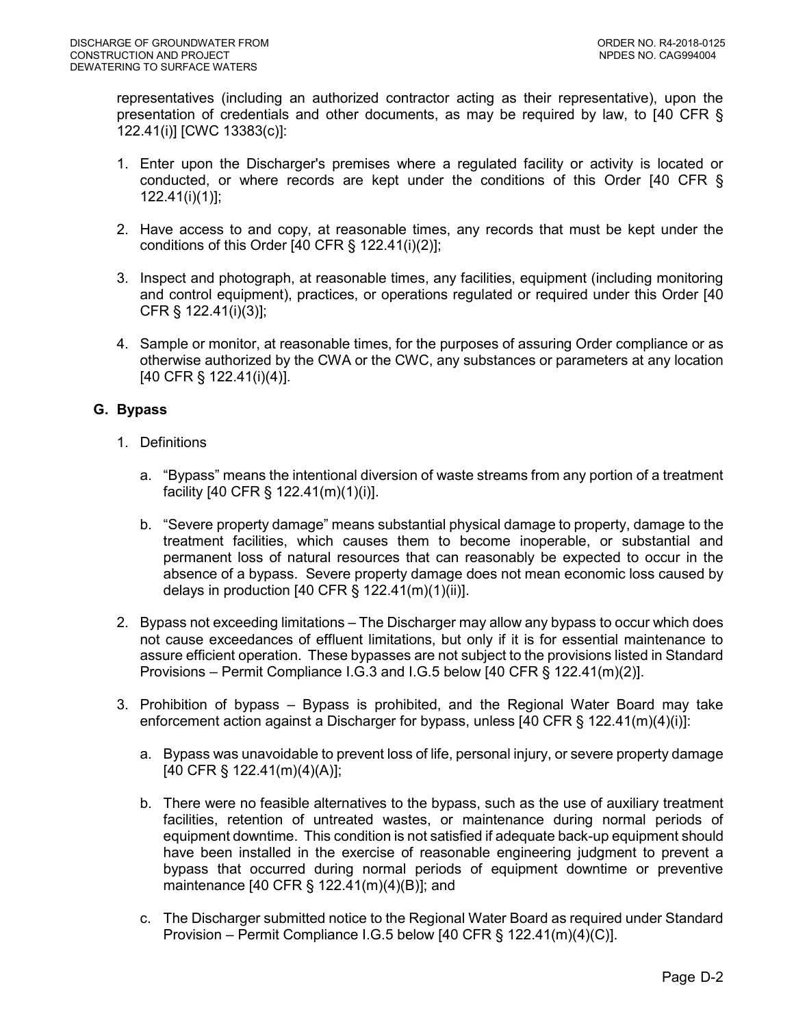representatives (including an authorized contractor acting as their representative), upon the presentation of credentials and other documents, as may be required by law, to [40 CFR § 122.41(i)] [CWC 13383(c)]:

1. Enter upon the Discharger's premises where a regulated facility or activity is located or conducted, or where records are kept under the conditions of this Order [40 CFR § 122.41(i)(1)];

2. Have access to and copy, at reasonable times, any records that must be kept under the conditions of this Order [40 CFR § 122.41(i)(2)];

3. Inspect and photograph, at reasonable times, any facilities, equipment (including monitoring and control equipment), practices, or operations regulated or required under this Order [40 CFR § 122.41(i)(3)];

4. Sample or monitor, at reasonable times, for the purposes of assuring Order compliance or as otherwise authorized by the CWA or the CWC, any substances or parameters at any location [40 CFR § 122.41(i)(4)].

### G. Bypass

1. Definitions

   a. "Bypass" means the intentional diversion of waste streams from any portion of a treatment facility [40 CFR § 122.41(m)(1)(i)].

   b. "Severe property damage" means substantial physical damage to property, damage to the treatment facilities, which causes them to become inoperable, or substantial and permanent loss of natural resources that can reasonably be expected to occur in the absence of a bypass. Severe property damage does not mean economic loss caused by delays in production [40 CFR § 122.41(m)(1)(ii)].

2. Bypass not exceeding limitations – The Discharger may allow any bypass to occur which does not cause exceedances of effluent limitations, but only if it is for essential maintenance to assure efficient operation. These bypasses are not subject to the provisions listed in Standard Provisions – Permit Compliance I.G.3 and I.G.5 below [40 CFR § 122.41(m)(2)].

3. Prohibition of bypass – Bypass is prohibited, and the Regional Water Board may take enforcement action against a Discharger for bypass, unless [40 CFR § 122.41(m)(4)(i)]:

   a. Bypass was unavoidable to prevent loss of life, personal injury, or severe property damage [40 CFR § 122.41(m)(4)(A)];

   b. There were no feasible alternatives to the bypass, such as the use of auxiliary treatment facilities, retention of untreated wastes, or maintenance during normal periods of equipment downtime. This condition is not satisfied if adequate back-up equipment should have been installed in the exercise of reasonable engineering judgment to prevent a bypass that occurred during normal periods of equipment downtime or preventive maintenance [40 CFR § 122.41(m)(4)(B)]; and

   c. The Discharger submitted notice to the Regional Water Board as required under Standard Provision – Permit Compliance I.G.5 below [40 CFR § 122.41(m)(4)(C)].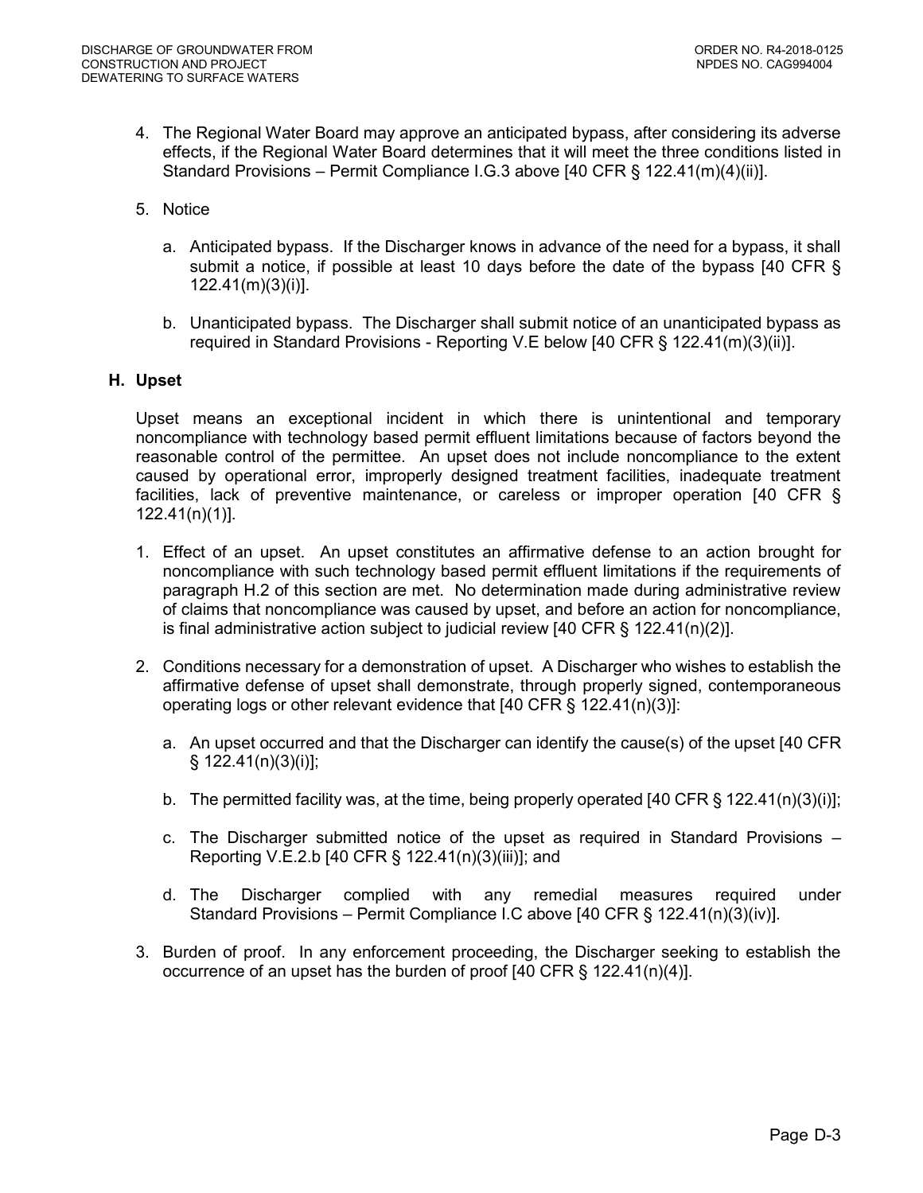4. The Regional Water Board may approve an anticipated bypass, after considering its adverse effects, if the Regional Water Board determines that it will meet the three conditions listed in Standard Provisions – Permit Compliance I.G.3 above [40 CFR § 122.41(m)(4)(ii)].

5. Notice

   a. Anticipated bypass. If the Discharger knows in advance of the need for a bypass, it shall submit a notice, if possible at least 10 days before the date of the bypass [40 CFR § 122.41(m)(3)(i)].

   b. Unanticipated bypass. The Discharger shall submit notice of an unanticipated bypass as required in Standard Provisions - Reporting V.E below [40 CFR § 122.41(m)(3)(ii)].

### H. Upset

Upset means an exceptional incident in which there is unintentional and temporary noncompliance with technology based permit effluent limitations because of factors beyond the reasonable control of the permittee. An upset does not include noncompliance to the extent caused by operational error, improperly designed treatment facilities, inadequate treatment facilities, lack of preventive maintenance, or careless or improper operation [40 CFR § 122.41(n)(1)].

1. Effect of an upset. An upset constitutes an affirmative defense to an action brought for noncompliance with such technology based permit effluent limitations if the requirements of paragraph H.2 of this section are met. No determination made during administrative review of claims that noncompliance was caused by upset, and before an action for noncompliance, is final administrative action subject to judicial review [40 CFR § 122.41(n)(2)].

2. Conditions necessary for a demonstration of upset. A Discharger who wishes to establish the affirmative defense of upset shall demonstrate, through properly signed, contemporaneous operating logs or other relevant evidence that [40 CFR § 122.41(n)(3)]:

   a. An upset occurred and that the Discharger can identify the cause(s) of the upset [40 CFR § 122.41(n)(3)(i)];

   b. The permitted facility was, at the time, being properly operated [40 CFR § 122.41(n)(3)(i)];

   c. The Discharger submitted notice of the upset as required in Standard Provisions – Reporting V.E.2.b [40 CFR § 122.41(n)(3)(iii)]; and

   d. The Discharger complied with any remedial measures required under Standard Provisions – Permit Compliance I.C above [40 CFR § 122.41(n)(3)(iv)].

3. Burden of proof. In any enforcement proceeding, the Discharger seeking to establish the occurrence of an upset has the burden of proof [40 CFR § 122.41(n)(4)].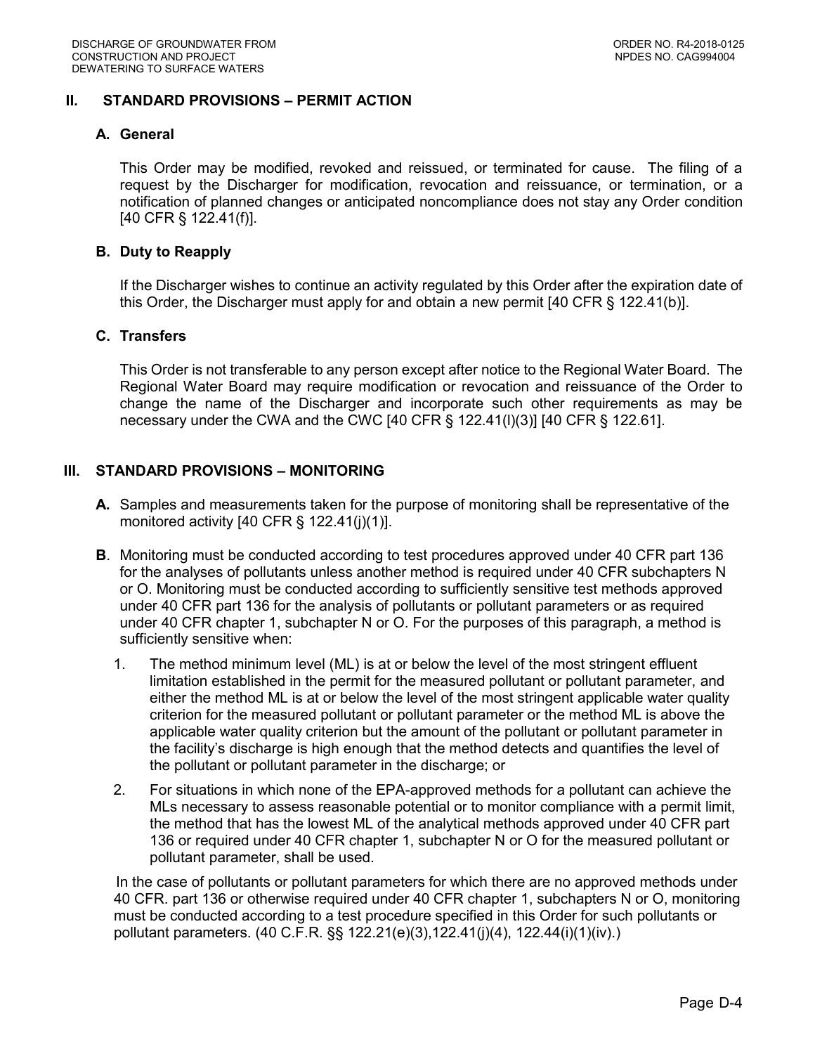## II. STANDARD PROVISIONS – PERMIT ACTION

### A. General

This Order may be modified, revoked and reissued, or terminated for cause. The filing of a request by the Discharger for modification, revocation and reissuance, or termination, or a notification of planned changes or anticipated noncompliance does not stay any Order condition [40 CFR § 122.41(f)].

### B. Duty to Reapply

If the Discharger wishes to continue an activity regulated by this Order after the expiration date of this Order, the Discharger must apply for and obtain a new permit [40 CFR § 122.41(b)].

### C. Transfers

This Order is not transferable to any person except after notice to the Regional Water Board. The Regional Water Board may require modification or revocation and reissuance of the Order to change the name of the Discharger and incorporate such other requirements as may be necessary under the CWA and the CWC [40 CFR § 122.41(l)(3)] [40 CFR § 122.61].

## III. STANDARD PROVISIONS – MONITORING

**A.** Samples and measurements taken for the purpose of monitoring shall be representative of the monitored activity [40 CFR § 122.41(j)(1)].

**B**. Monitoring must be conducted according to test procedures approved under 40 CFR part 136 for the analyses of pollutants unless another method is required under 40 CFR subchapters N or O. Monitoring must be conducted according to sufficiently sensitive test methods approved under 40 CFR part 136 for the analysis of pollutants or pollutant parameters or as required under 40 CFR chapter 1, subchapter N or O. For the purposes of this paragraph, a method is sufficiently sensitive when:

1. The method minimum level (ML) is at or below the level of the most stringent effluent limitation established in the permit for the measured pollutant or pollutant parameter, and either the method ML is at or below the level of the most stringent applicable water quality criterion for the measured pollutant or pollutant parameter or the method ML is above the applicable water quality criterion but the amount of the pollutant or pollutant parameter in the facility's discharge is high enough that the method detects and quantifies the level of the pollutant or pollutant parameter in the discharge; or
2. For situations in which none of the EPA-approved methods for a pollutant can achieve the MLs necessary to assess reasonable potential or to monitor compliance with a permit limit, the method that has the lowest ML of the analytical methods approved under 40 CFR part 136 or required under 40 CFR chapter 1, subchapter N or O for the measured pollutant or pollutant parameter, shall be used.

In the case of pollutants or pollutant parameters for which there are no approved methods under 40 CFR. part 136 or otherwise required under 40 CFR chapter 1, subchapters N or O, monitoring must be conducted according to a test procedure specified in this Order for such pollutants or pollutant parameters. (40 C.F.R. §§ 122.21(e)(3),122.41(j)(4), 122.44(i)(1)(iv).)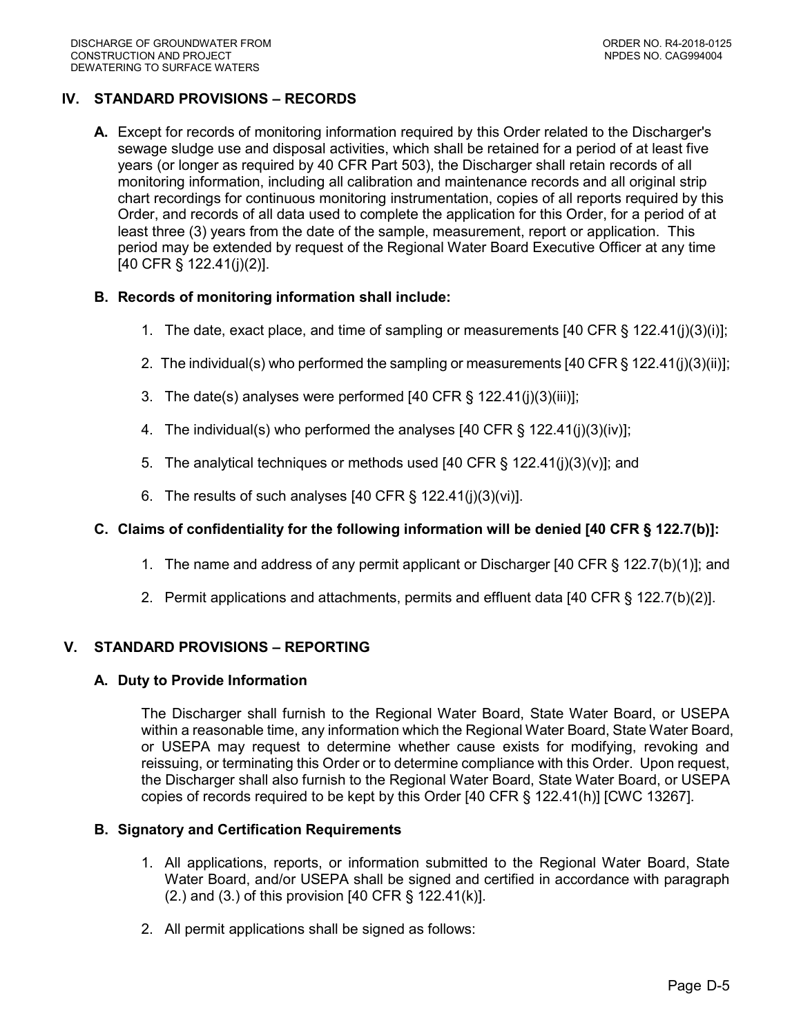## IV. STANDARD PROVISIONS – RECORDS

**A.** Except for records of monitoring information required by this Order related to the Discharger's sewage sludge use and disposal activities, which shall be retained for a period of at least five years (or longer as required by 40 CFR Part 503), the Discharger shall retain records of all monitoring information, including all calibration and maintenance records and all original strip chart recordings for continuous monitoring instrumentation, copies of all reports required by this Order, and records of all data used to complete the application for this Order, for a period of at least three (3) years from the date of the sample, measurement, report or application. This period may be extended by request of the Regional Water Board Executive Officer at any time [40 CFR § 122.41(j)(2)].

### B. Records of monitoring information shall include:

1. The date, exact place, and time of sampling or measurements [40 CFR § 122.41(j)(3)(i)];
2. The individual(s) who performed the sampling or measurements [40 CFR § 122.41(j)(3)(ii)];
3. The date(s) analyses were performed [40 CFR § 122.41(j)(3)(iii)];
4. The individual(s) who performed the analyses [40 CFR § 122.41(j)(3)(iv)];
5. The analytical techniques or methods used [40 CFR § 122.41(j)(3)(v)]; and
6. The results of such analyses [40 CFR § 122.41(j)(3)(vi)].

### C. Claims of confidentiality for the following information will be denied [40 CFR § 122.7(b)]:

1. The name and address of any permit applicant or Discharger [40 CFR § 122.7(b)(1)]; and
2. Permit applications and attachments, permits and effluent data [40 CFR § 122.7(b)(2)].

## V. STANDARD PROVISIONS – REPORTING

### A. Duty to Provide Information

The Discharger shall furnish to the Regional Water Board, State Water Board, or USEPA within a reasonable time, any information which the Regional Water Board, State Water Board, or USEPA may request to determine whether cause exists for modifying, revoking and reissuing, or terminating this Order or to determine compliance with this Order. Upon request, the Discharger shall also furnish to the Regional Water Board, State Water Board, or USEPA copies of records required to be kept by this Order [40 CFR § 122.41(h)] [CWC 13267].

### B. Signatory and Certification Requirements

1. All applications, reports, or information submitted to the Regional Water Board, State Water Board, and/or USEPA shall be signed and certified in accordance with paragraph (2.) and (3.) of this provision [40 CFR § 122.41(k)].
2. All permit applications shall be signed as follows: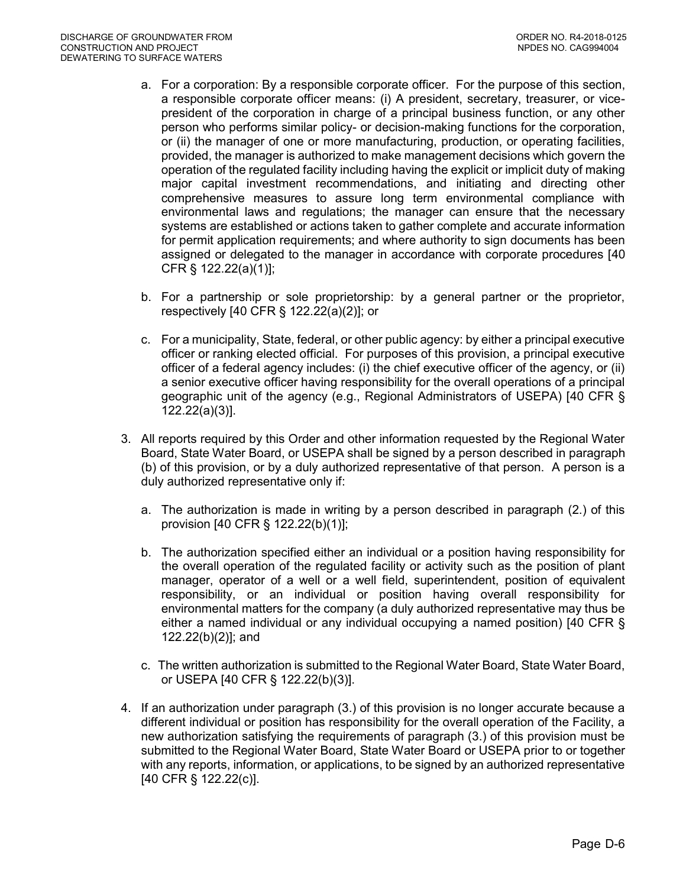a. For a corporation: By a responsible corporate officer. For the purpose of this section, a responsible corporate officer means: (i) A president, secretary, treasurer, or vice-president of the corporation in charge of a principal business function, or any other person who performs similar policy- or decision-making functions for the corporation, or (ii) the manager of one or more manufacturing, production, or operating facilities, provided, the manager is authorized to make management decisions which govern the operation of the regulated facility including having the explicit or implicit duty of making major capital investment recommendations, and initiating and directing other comprehensive measures to assure long term environmental compliance with environmental laws and regulations; the manager can ensure that the necessary systems are established or actions taken to gather complete and accurate information for permit application requirements; and where authority to sign documents has been assigned or delegated to the manager in accordance with corporate procedures [40 CFR § 122.22(a)(1)];

b. For a partnership or sole proprietorship: by a general partner or the proprietor, respectively [40 CFR § 122.22(a)(2)]; or

c. For a municipality, State, federal, or other public agency: by either a principal executive officer or ranking elected official. For purposes of this provision, a principal executive officer of a federal agency includes: (i) the chief executive officer of the agency, or (ii) a senior executive officer having responsibility for the overall operations of a principal geographic unit of the agency (e.g., Regional Administrators of USEPA) [40 CFR § 122.22(a)(3)].

3. All reports required by this Order and other information requested by the Regional Water Board, State Water Board, or USEPA shall be signed by a person described in paragraph (b) of this provision, or by a duly authorized representative of that person. A person is a duly authorized representative only if:

   a. The authorization is made in writing by a person described in paragraph (2.) of this provision [40 CFR § 122.22(b)(1)];

   b. The authorization specified either an individual or a position having responsibility for the overall operation of the regulated facility or activity such as the position of plant manager, operator of a well or a well field, superintendent, position of equivalent responsibility, or an individual or position having overall responsibility for environmental matters for the company (a duly authorized representative may thus be either a named individual or any individual occupying a named position) [40 CFR § 122.22(b)(2)]; and

   c. The written authorization is submitted to the Regional Water Board, State Water Board, or USEPA [40 CFR § 122.22(b)(3)].

4. If an authorization under paragraph (3.) of this provision is no longer accurate because a different individual or position has responsibility for the overall operation of the Facility, a new authorization satisfying the requirements of paragraph (3.) of this provision must be submitted to the Regional Water Board, State Water Board or USEPA prior to or together with any reports, information, or applications, to be signed by an authorized representative [40 CFR § 122.22(c)].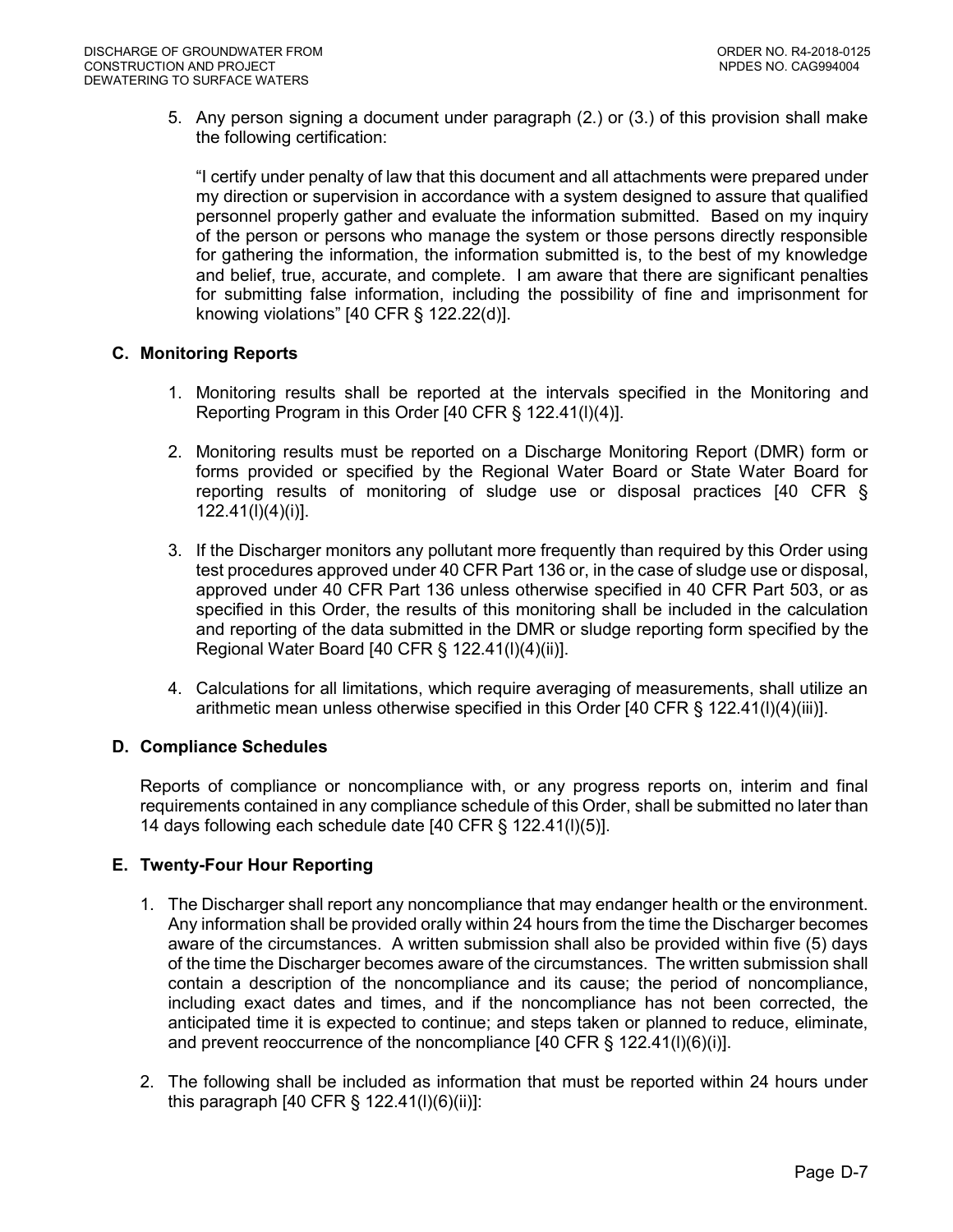5. Any person signing a document under paragraph (2.) or (3.) of this provision shall make the following certification:

   "I certify under penalty of law that this document and all attachments were prepared under my direction or supervision in accordance with a system designed to assure that qualified personnel properly gather and evaluate the information submitted. Based on my inquiry of the person or persons who manage the system or those persons directly responsible for gathering the information, the information submitted is, to the best of my knowledge and belief, true, accurate, and complete. I am aware that there are significant penalties for submitting false information, including the possibility of fine and imprisonment for knowing violations" [40 CFR § 122.22(d)].

### C. Monitoring Reports

1. Monitoring results shall be reported at the intervals specified in the Monitoring and Reporting Program in this Order [40 CFR § 122.41(l)(4)].

2. Monitoring results must be reported on a Discharge Monitoring Report (DMR) form or forms provided or specified by the Regional Water Board or State Water Board for reporting results of monitoring of sludge use or disposal practices [40 CFR § 122.41(l)(4)(i)].

3. If the Discharger monitors any pollutant more frequently than required by this Order using test procedures approved under 40 CFR Part 136 or, in the case of sludge use or disposal, approved under 40 CFR Part 136 unless otherwise specified in 40 CFR Part 503, or as specified in this Order, the results of this monitoring shall be included in the calculation and reporting of the data submitted in the DMR or sludge reporting form specified by the Regional Water Board [40 CFR § 122.41(l)(4)(ii)].

4. Calculations for all limitations, which require averaging of measurements, shall utilize an arithmetic mean unless otherwise specified in this Order [40 CFR § 122.41(l)(4)(iii)].

### D. Compliance Schedules

Reports of compliance or noncompliance with, or any progress reports on, interim and final requirements contained in any compliance schedule of this Order, shall be submitted no later than 14 days following each schedule date [40 CFR § 122.41(l)(5)].

### E. Twenty-Four Hour Reporting

1. The Discharger shall report any noncompliance that may endanger health or the environment. Any information shall be provided orally within 24 hours from the time the Discharger becomes aware of the circumstances. A written submission shall also be provided within five (5) days of the time the Discharger becomes aware of the circumstances. The written submission shall contain a description of the noncompliance and its cause; the period of noncompliance, including exact dates and times, and if the noncompliance has not been corrected, the anticipated time it is expected to continue; and steps taken or planned to reduce, eliminate, and prevent reoccurrence of the noncompliance [40 CFR § 122.41(l)(6)(i)].

2. The following shall be included as information that must be reported within 24 hours under this paragraph [40 CFR § 122.41(l)(6)(ii)]: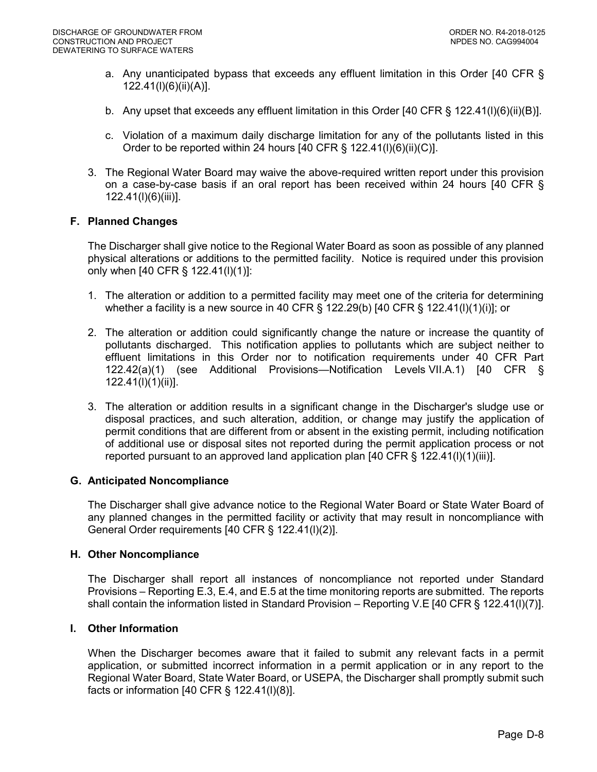a. Any unanticipated bypass that exceeds any effluent limitation in this Order [40 CFR § 122.41(l)(6)(ii)(A)].

b. Any upset that exceeds any effluent limitation in this Order [40 CFR § 122.41(l)(6)(ii)(B)].

c. Violation of a maximum daily discharge limitation for any of the pollutants listed in this Order to be reported within 24 hours [40 CFR § 122.41(l)(6)(ii)(C)].

3. The Regional Water Board may waive the above-required written report under this provision on a case-by-case basis if an oral report has been received within 24 hours [40 CFR § 122.41(l)(6)(iii)].

### F. Planned Changes

The Discharger shall give notice to the Regional Water Board as soon as possible of any planned physical alterations or additions to the permitted facility. Notice is required under this provision only when [40 CFR § 122.41(l)(1)]:

1. The alteration or addition to a permitted facility may meet one of the criteria for determining whether a facility is a new source in 40 CFR § 122.29(b) [40 CFR § 122.41(l)(1)(i)]; or

2. The alteration or addition could significantly change the nature or increase the quantity of pollutants discharged. This notification applies to pollutants which are subject neither to effluent limitations in this Order nor to notification requirements under 40 CFR Part 122.42(a)(1) (see Additional Provisions—Notification Levels VII.A.1) [40 CFR § 122.41(l)(1)(ii)].

3. The alteration or addition results in a significant change in the Discharger's sludge use or disposal practices, and such alteration, addition, or change may justify the application of permit conditions that are different from or absent in the existing permit, including notification of additional use or disposal sites not reported during the permit application process or not reported pursuant to an approved land application plan [40 CFR § 122.41(l)(1)(iii)].

### G. Anticipated Noncompliance

The Discharger shall give advance notice to the Regional Water Board or State Water Board of any planned changes in the permitted facility or activity that may result in noncompliance with General Order requirements [40 CFR § 122.41(l)(2)].

### H. Other Noncompliance

The Discharger shall report all instances of noncompliance not reported under Standard Provisions – Reporting E.3, E.4, and E.5 at the time monitoring reports are submitted. The reports shall contain the information listed in Standard Provision – Reporting V.E [40 CFR § 122.41(l)(7)].

### I. Other Information

When the Discharger becomes aware that it failed to submit any relevant facts in a permit application, or submitted incorrect information in a permit application or in any report to the Regional Water Board, State Water Board, or USEPA, the Discharger shall promptly submit such facts or information [40 CFR § 122.41(l)(8)].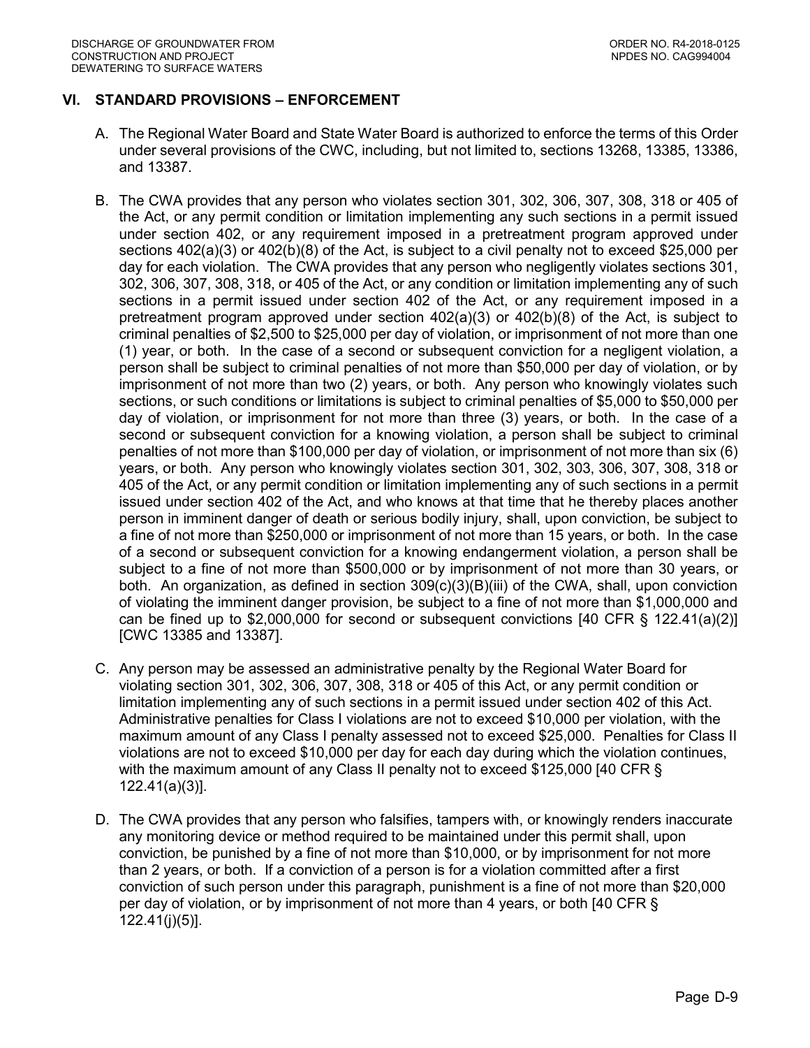## VI. STANDARD PROVISIONS – ENFORCEMENT

A. The Regional Water Board and State Water Board is authorized to enforce the terms of this Order under several provisions of the CWC, including, but not limited to, sections 13268, 13385, 13386, and 13387.

B. The CWA provides that any person who violates section 301, 302, 306, 307, 308, 318 or 405 of the Act, or any permit condition or limitation implementing any such sections in a permit issued under section 402, or any requirement imposed in a pretreatment program approved under sections 402(a)(3) or 402(b)(8) of the Act, is subject to a civil penalty not to exceed $25,000 per day for each violation. The CWA provides that any person who negligently violates sections 301, 302, 306, 307, 308, 318, or 405 of the Act, or any condition or limitation implementing any of such sections in a permit issued under section 402 of the Act, or any requirement imposed in a pretreatment program approved under section 402(a)(3) or 402(b)(8) of the Act, is subject to criminal penalties of $2,500 to $25,000 per day of violation, or imprisonment of not more than one (1) year, or both. In the case of a second or subsequent conviction for a negligent violation, a person shall be subject to criminal penalties of not more than $50,000 per day of violation, or by imprisonment of not more than two (2) years, or both. Any person who knowingly violates such sections, or such conditions or limitations is subject to criminal penalties of $5,000 to $50,000 per day of violation, or imprisonment for not more than three (3) years, or both. In the case of a second or subsequent conviction for a knowing violation, a person shall be subject to criminal penalties of not more than $100,000 per day of violation, or imprisonment of not more than six (6) years, or both. Any person who knowingly violates section 301, 302, 303, 306, 307, 308, 318 or 405 of the Act, or any permit condition or limitation implementing any of such sections in a permit issued under section 402 of the Act, and who knows at that time that he thereby places another person in imminent danger of death or serious bodily injury, shall, upon conviction, be subject to a fine of not more than $250,000 or imprisonment of not more than 15 years, or both. In the case of a second or subsequent conviction for a knowing endangerment violation, a person shall be subject to a fine of not more than $500,000 or by imprisonment of not more than 30 years, or both. An organization, as defined in section 309(c)(3)(B)(iii) of the CWA, shall, upon conviction of violating the imminent danger provision, be subject to a fine of not more than $1,000,000 and can be fined up to $2,000,000 for second or subsequent convictions [40 CFR § 122.41(a)(2)] [CWC 13385 and 13387].

C. Any person may be assessed an administrative penalty by the Regional Water Board for violating section 301, 302, 306, 307, 308, 318 or 405 of this Act, or any permit condition or limitation implementing any of such sections in a permit issued under section 402 of this Act. Administrative penalties for Class I violations are not to exceed $10,000 per violation, with the maximum amount of any Class I penalty assessed not to exceed $25,000. Penalties for Class II violations are not to exceed $10,000 per day for each day during which the violation continues, with the maximum amount of any Class II penalty not to exceed $125,000 [40 CFR § 122.41(a)(3)].

D. The CWA provides that any person who falsifies, tampers with, or knowingly renders inaccurate any monitoring device or method required to be maintained under this permit shall, upon conviction, be punished by a fine of not more than $10,000, or by imprisonment for not more than 2 years, or both. If a conviction of a person is for a violation committed after a first conviction of such person under this paragraph, punishment is a fine of not more than $20,000 per day of violation, or by imprisonment of not more than 4 years, or both [40 CFR § 122.41(j)(5)].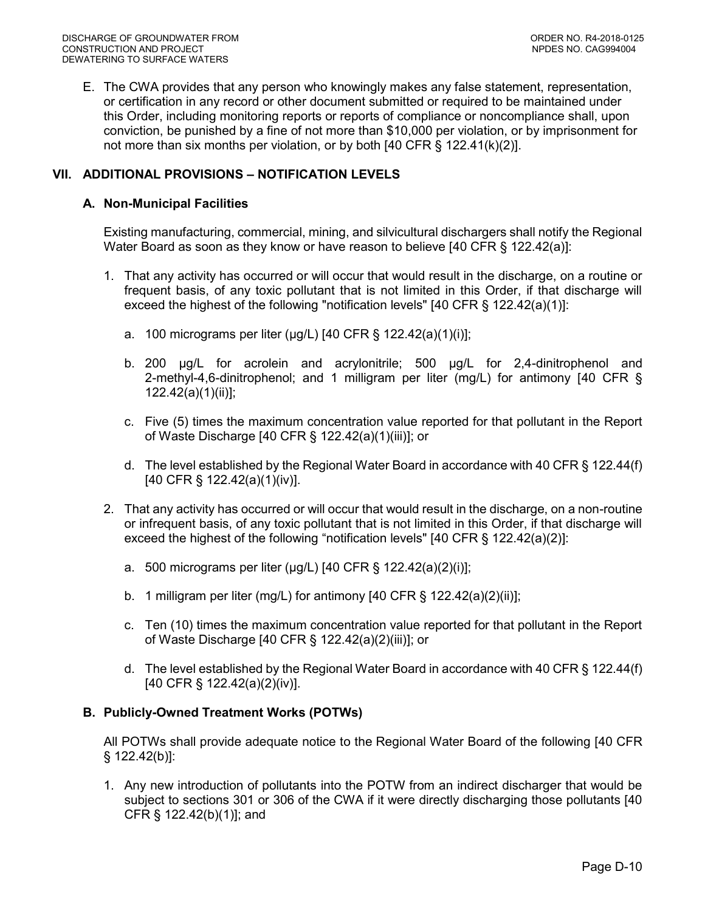E. The CWA provides that any person who knowingly makes any false statement, representation, or certification in any record or other document submitted or required to be maintained under this Order, including monitoring reports or reports of compliance or noncompliance shall, upon conviction, be punished by a fine of not more than $10,000 per violation, or by imprisonment for not more than six months per violation, or by both [40 CFR § 122.41(k)(2)].

## VII. ADDITIONAL PROVISIONS – NOTIFICATION LEVELS

### A. Non-Municipal Facilities

Existing manufacturing, commercial, mining, and silvicultural dischargers shall notify the Regional Water Board as soon as they know or have reason to believe [40 CFR § 122.42(a)]:

1. That any activity has occurred or will occur that would result in the discharge, on a routine or frequent basis, of any toxic pollutant that is not limited in this Order, if that discharge will exceed the highest of the following "notification levels" [40 CFR § 122.42(a)(1)]:

   a. 100 micrograms per liter (µg/L) [40 CFR § 122.42(a)(1)(i)];

   b. 200 µg/L for acrolein and acrylonitrile; 500 µg/L for 2,4-dinitrophenol and 2-methyl-4,6-dinitrophenol; and 1 milligram per liter (mg/L) for antimony [40 CFR § 122.42(a)(1)(ii)];

   c. Five (5) times the maximum concentration value reported for that pollutant in the Report of Waste Discharge [40 CFR § 122.42(a)(1)(iii)]; or

   d. The level established by the Regional Water Board in accordance with 40 CFR § 122.44(f) [40 CFR § 122.42(a)(1)(iv)].

2. That any activity has occurred or will occur that would result in the discharge, on a non-routine or infrequent basis, of any toxic pollutant that is not limited in this Order, if that discharge will exceed the highest of the following "notification levels" [40 CFR § 122.42(a)(2)]:

   a. 500 micrograms per liter (µg/L) [40 CFR § 122.42(a)(2)(i)];

   b. 1 milligram per liter (mg/L) for antimony [40 CFR § 122.42(a)(2)(ii)];

   c. Ten (10) times the maximum concentration value reported for that pollutant in the Report of Waste Discharge [40 CFR § 122.42(a)(2)(iii)]; or

   d. The level established by the Regional Water Board in accordance with 40 CFR § 122.44(f) [40 CFR § 122.42(a)(2)(iv)].

### B. Publicly-Owned Treatment Works (POTWs)

All POTWs shall provide adequate notice to the Regional Water Board of the following [40 CFR § 122.42(b)]:

1. Any new introduction of pollutants into the POTW from an indirect discharger that would be subject to sections 301 or 306 of the CWA if it were directly discharging those pollutants [40 CFR § 122.42(b)(1)]; and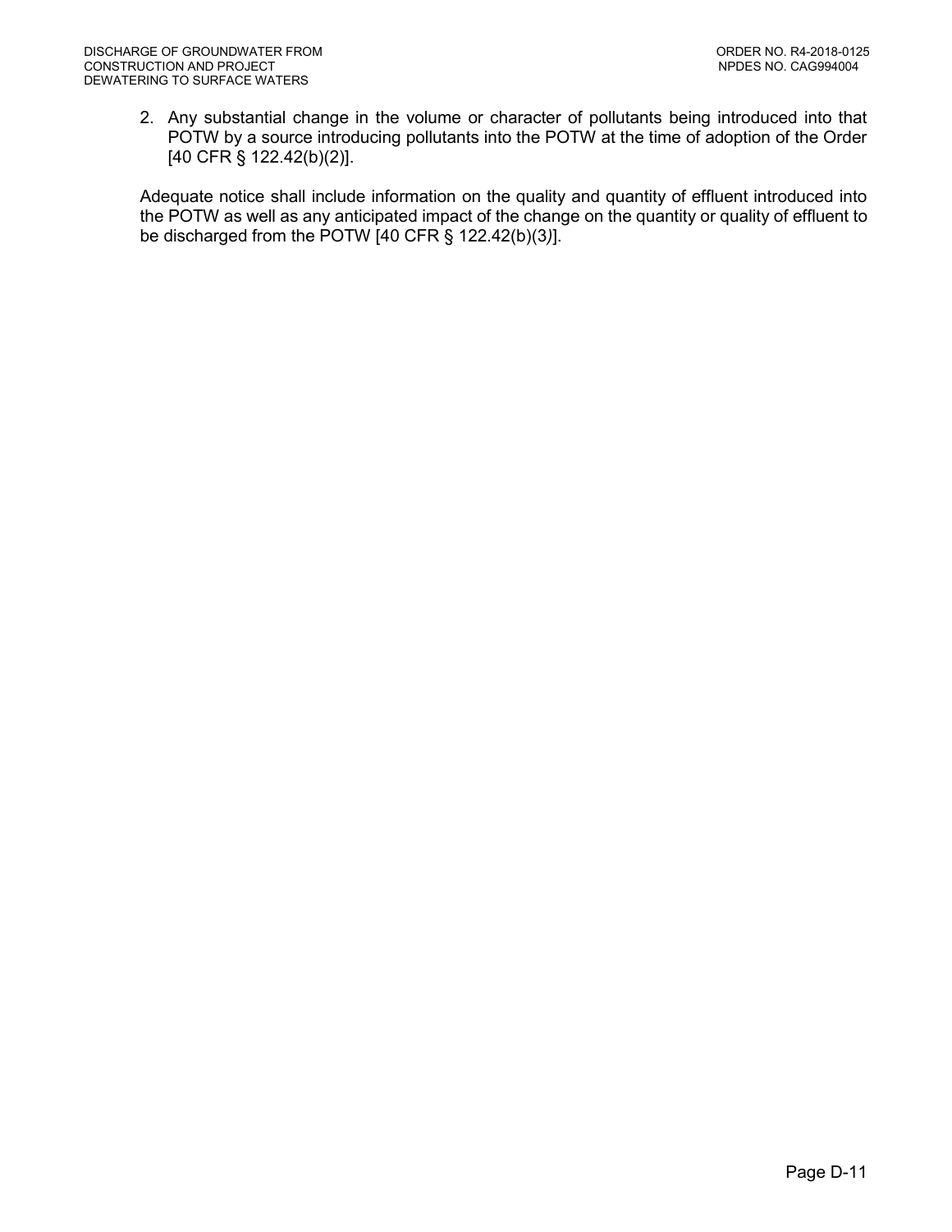2. Any substantial change in the volume or character of pollutants being introduced into that POTW by a source introducing pollutants into the POTW at the time of adoption of the Order [40 CFR § 122.42(b)(2)].

Adequate notice shall include information on the quality and quantity of effluent introduced into the POTW as well as any anticipated impact of the change on the quantity or quality of effluent to be discharged from the POTW [40 CFR § 122.42(b)(3)].